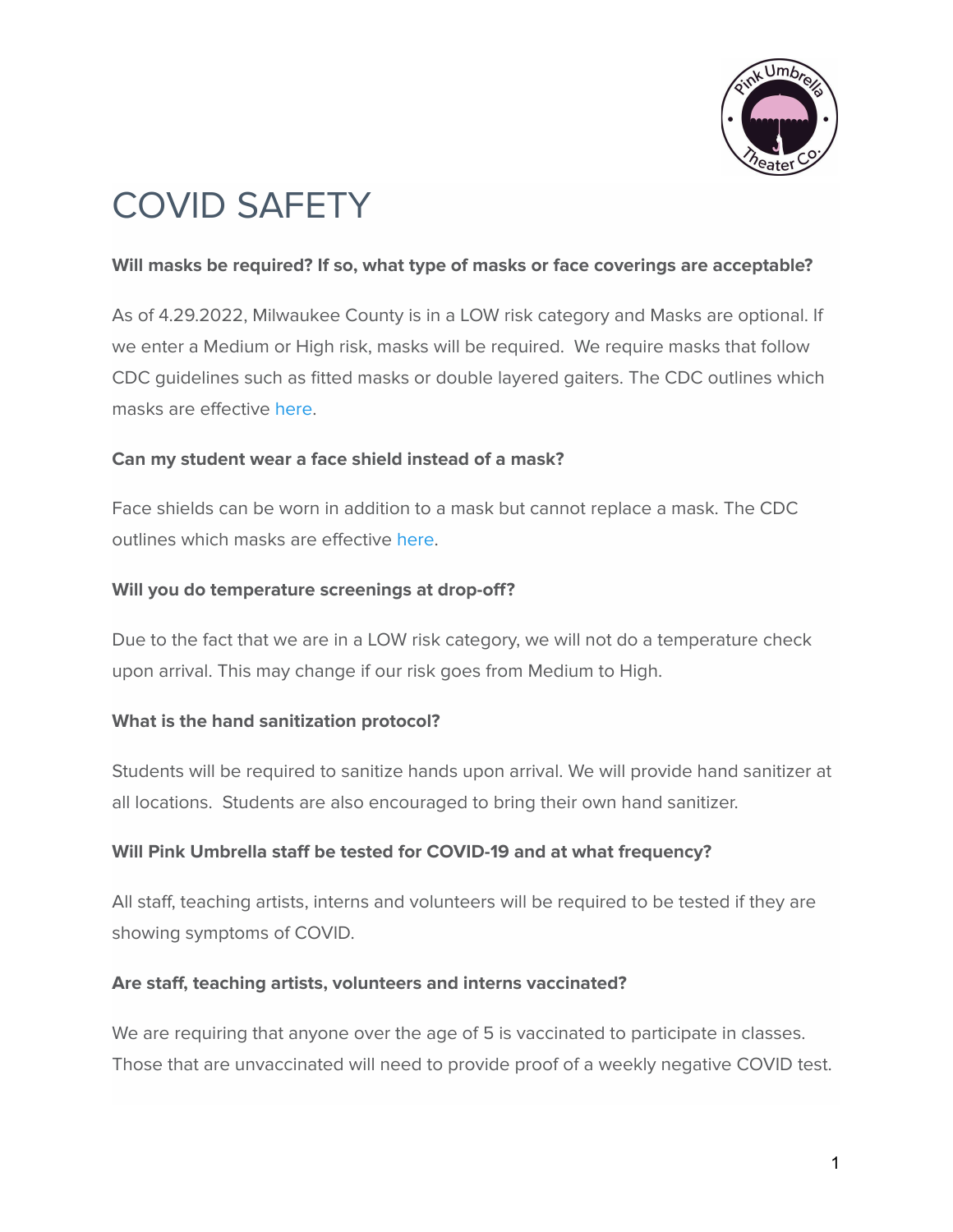# COVID SAFETY

**Will masks be required? If so, what type of masks or face coverings are acceptable?**

As of 4.29.2022, Milwaukee County is in a LOW risk category and Masks are optional. If we enter a Medium or High risk, masks will be required. We require masks that follow CDC guidelines such as fitted masks or double layered gaiters. The CDC outlines which masks are effective here.

**Can my student wear a face shield instead of a mask?**

Face shields can be worn in addition to a mask but cannot replace a mask. The CDC outlines which masks are effective here.

**Will you do temperature screenings at drop-off?**

Due to the fact that we are in a LOW risk category, we will not do a temperature check upon arrival. This may change if our risk goes from Medium to High.

**What is the hand sanitization protocol?**

Students will be required to sanitize hands upon arrival. We will provide hand sanitizer at all locations. Students are also encouraged to bring their own hand sanitizer.

**Will Pink Umbrella staff be tested for COVID-19 and at what frequency?**

All staff, teaching artists, interns and volunteers will be required to be tested if they are showing symptoms of COVID.

**Are staff, teaching artists, volunteers and interns vaccinated?**

We are requiring that anyone over the age of 5 is vaccinated to participate in classes. Those that are unvaccinated will need to provide proof of a weekly negative COVID test.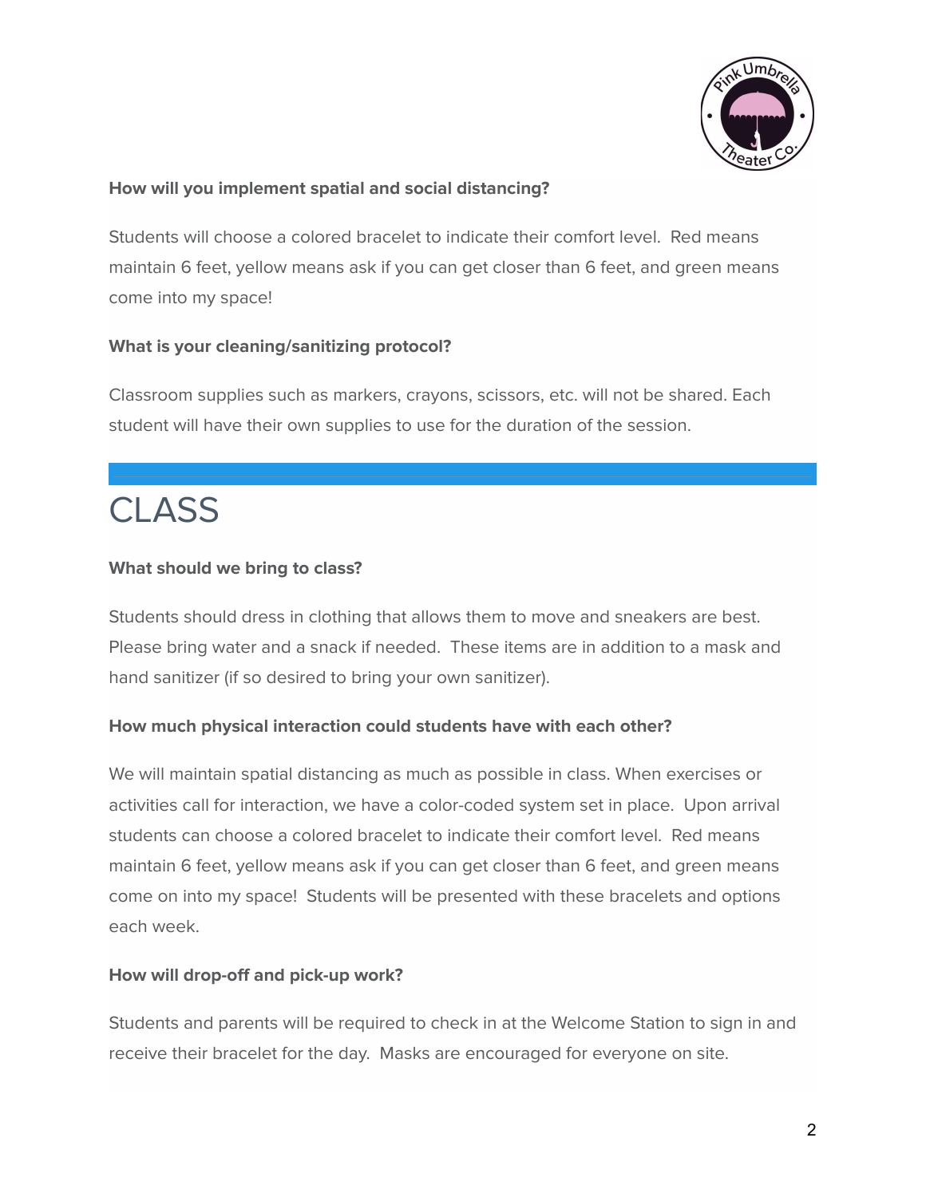**How will you implement spatial and social distancing?**

Students will choose a colored bracelet to indicate their comfort level. Red means maintain 6 feet, yellow means ask if you can get closer than 6 feet, and green means come into my space!

**What is your cleaning/sanitizing protocol?**

Classroom supplies such as markers, crayons, scissors, etc. will not be shared. Each student will have their own supplies to use for the duration of the session.

# CLASS

**What should we bring to class?**

Students should dress in clothing that allows them to move and sneakers are best. Please bring water and a snack if needed. These items are in addition to a mask and hand sanitizer (if so desired to bring your own sanitizer).

**How much physical interaction could students have with each other?**

We will maintain spatial distancing as much as possible in class. When exercises or activities call for interaction, we have a color-coded system set in place. Upon arrival students can choose a colored bracelet to indicate their comfort level. Red means maintain 6 feet, yellow means ask if you can get closer than 6 feet, and green means come on into my space! Students will be presented with these bracelets and options each week.

**How will drop-off and pick-up work?**

Students and parents will be required to check in at the Welcome Station to sign in and receive their bracelet for the day. Masks are encouraged for everyone on site.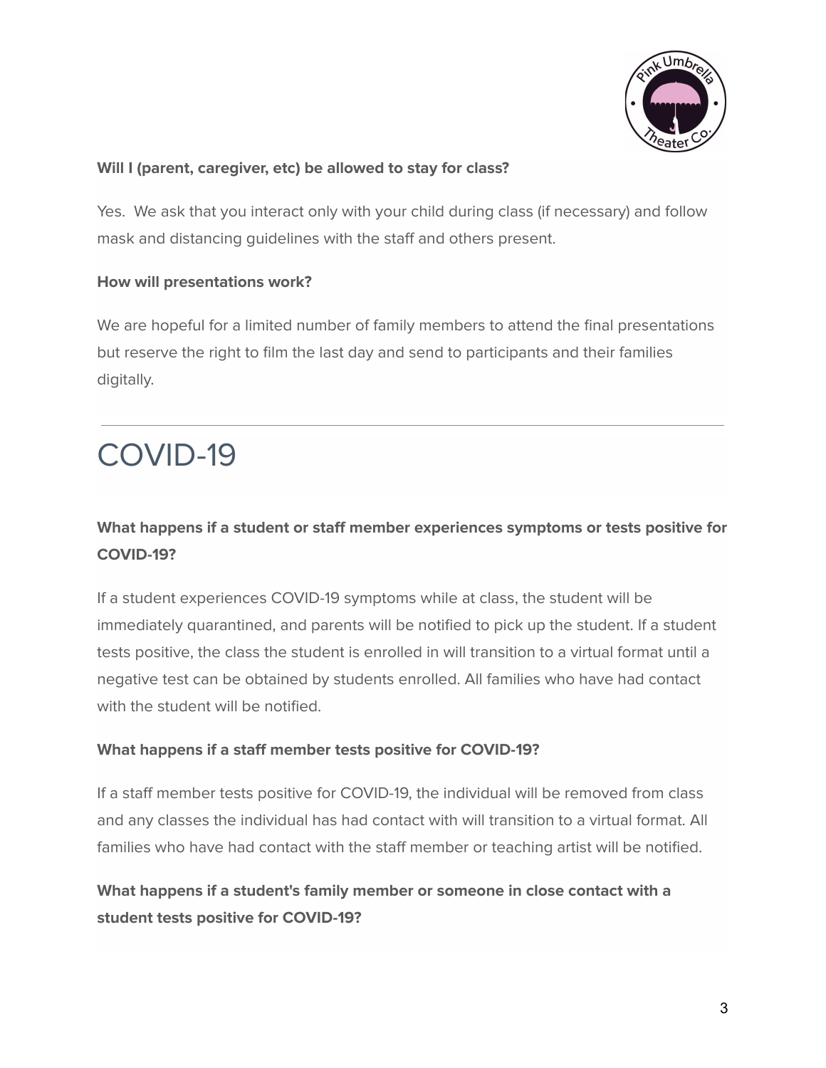**Will I (parent, caregiver, etc) be allowed to stay for class?**

Yes. We ask that you interact only with your child during class (if necessary) and follow mask and distancing guidelines with the staff and others present.

**How will presentations work?**

We are hopeful for a limited number of family members to attend the final presentations but reserve the right to film the last day and send to participants and their families digitally.

---

# COVID-19

**What happens if a student or staff member experiences symptoms or tests positive for COVID-19?**

If a student experiences COVID-19 symptoms while at class, the student will be immediately quarantined, and parents will be notified to pick up the student. If a student tests positive, the class the student is enrolled in will transition to a virtual format until a negative test can be obtained by students enrolled. All families who have had contact with the student will be notified.

**What happens if a staff member tests positive for COVID-19?**

If a staff member tests positive for COVID-19, the individual will be removed from class and any classes the individual has had contact with will transition to a virtual format. All families who have had contact with the staff member or teaching artist will be notified.

**What happens if a student's family member or someone in close contact with a student tests positive for COVID-19?**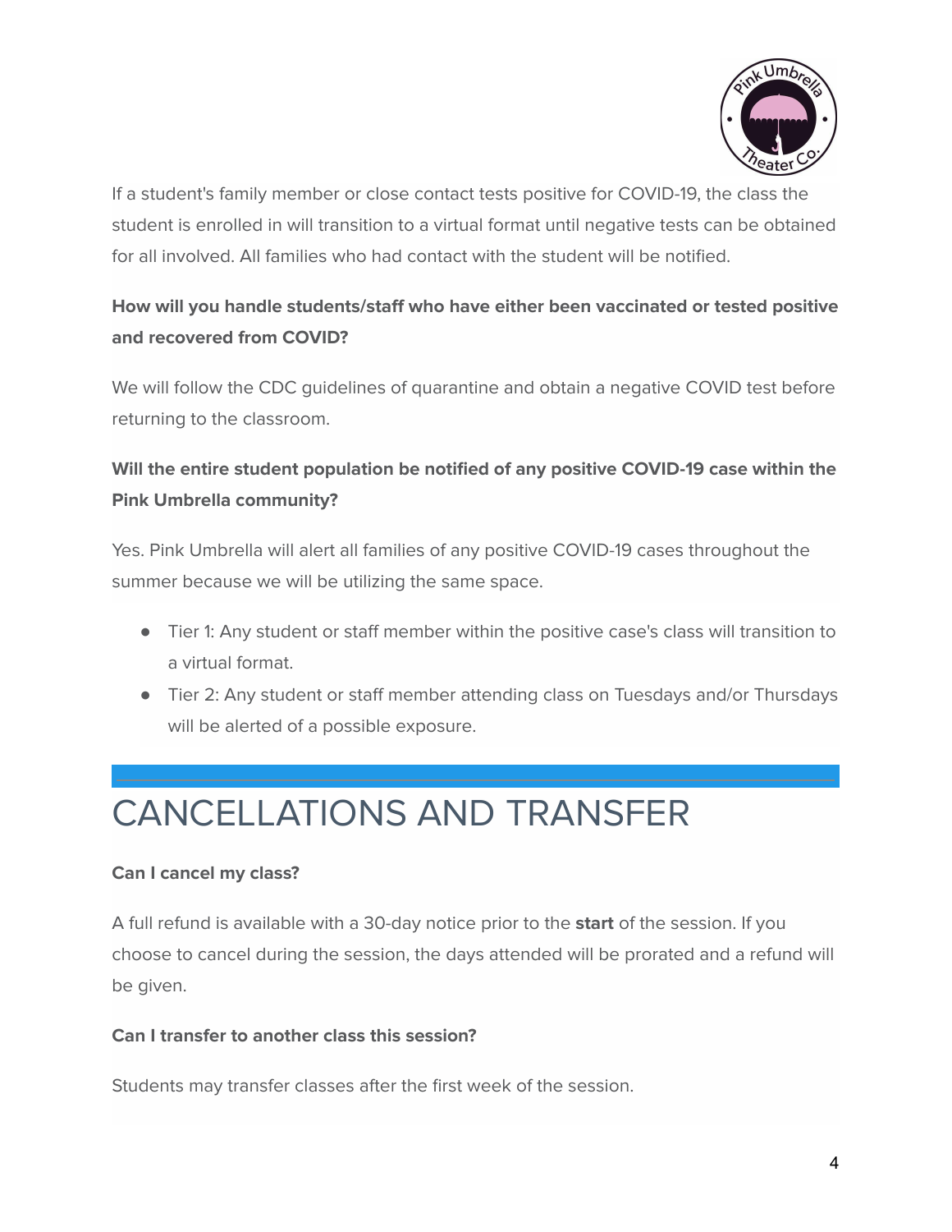If a student's family member or close contact tests positive for COVID-19, the class the student is enrolled in will transition to a virtual format until negative tests can be obtained for all involved. All families who had contact with the student will be notified.

**How will you handle students/staff who have either been vaccinated or tested positive and recovered from COVID?**

We will follow the CDC guidelines of quarantine and obtain a negative COVID test before returning to the classroom.

**Will the entire student population be notified of any positive COVID-19 case within the Pink Umbrella community?**

Yes. Pink Umbrella will alert all families of any positive COVID-19 cases throughout the summer because we will be utilizing the same space.

- Tier 1: Any student or staff member within the positive case's class will transition to a virtual format.
- Tier 2: Any student or staff member attending class on Tuesdays and/or Thursdays will be alerted of a possible exposure.

# CANCELLATIONS AND TRANSFER

**Can I cancel my class?**

A full refund is available with a 30-day notice prior to the **start** of the session. If you choose to cancel during the session, the days attended will be prorated and a refund will be given.

**Can I transfer to another class this session?**

Students may transfer classes after the first week of the session.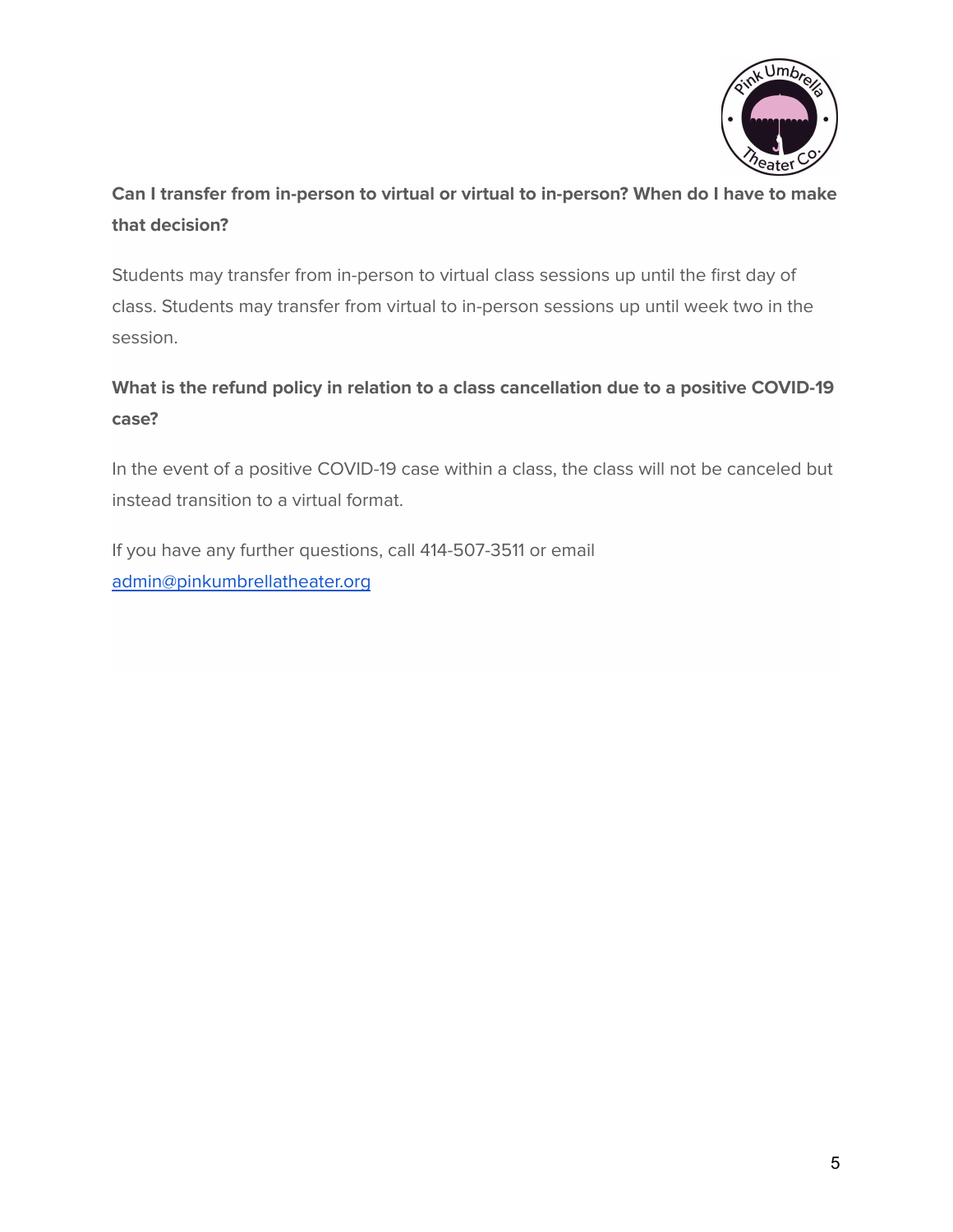**Can I transfer from in-person to virtual or virtual to in-person? When do I have to make that decision?**

Students may transfer from in-person to virtual class sessions up until the first day of class. Students may transfer from virtual to in-person sessions up until week two in the session.

**What is the refund policy in relation to a class cancellation due to a positive COVID-19 case?**

In the event of a positive COVID-19 case within a class, the class will not be canceled but instead transition to a virtual format.

If you have any further questions, call 414-507-3511 or email admin@pinkumbrellatheater.org